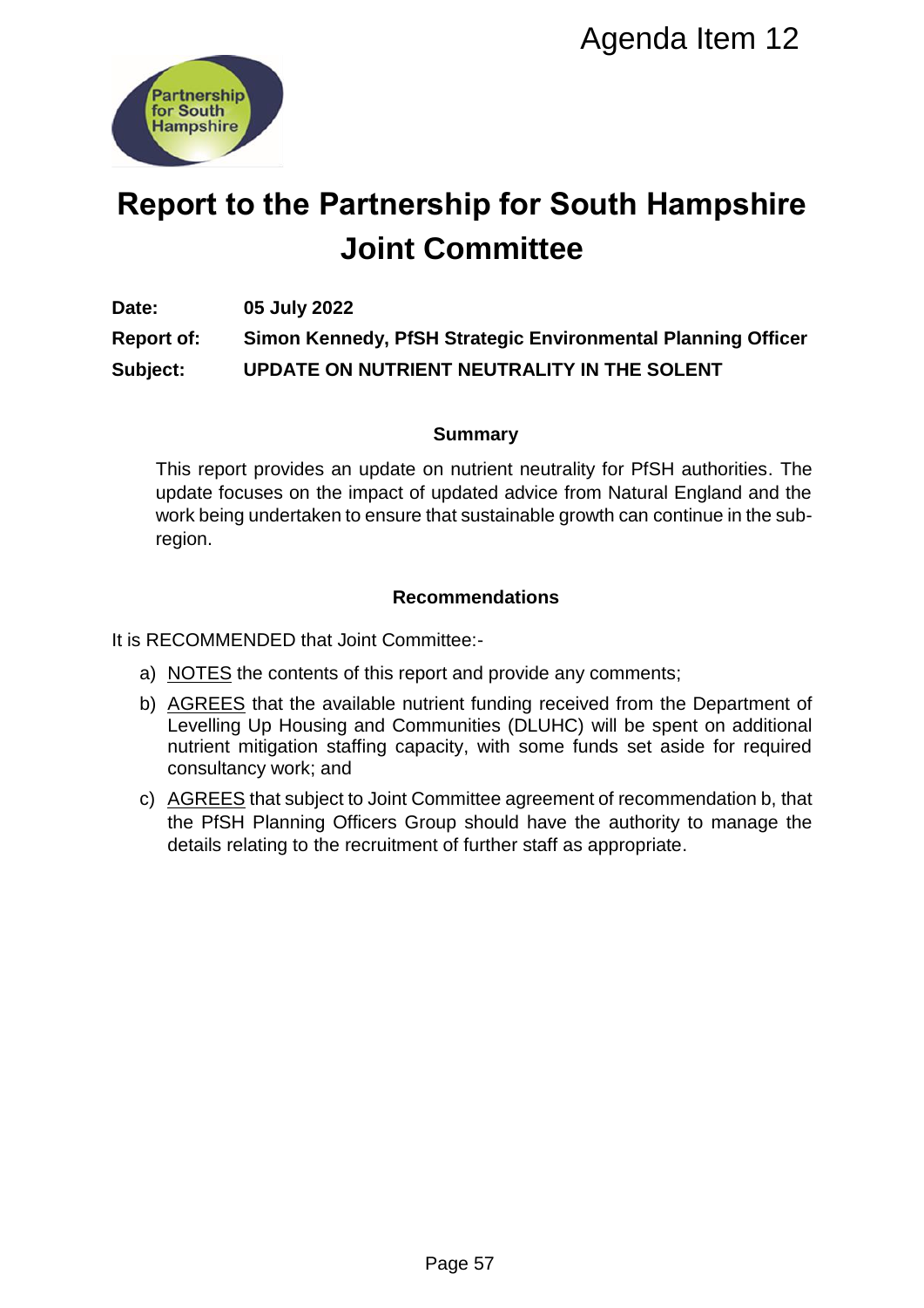Agenda Item 12

Partnership for South Hampshire

# Report to the Partnership for South Hampshire Joint Committee

**Date:** **05 July 2022**

**Report of:** **Simon Kennedy, PfSH Strategic Environmental Planning Officer**

**Subject:** **UPDATE ON NUTRIENT NEUTRALITY IN THE SOLENT**

## Summary

This report provides an update on nutrient neutrality for PfSH authorities. The update focuses on the impact of updated advice from Natural England and the work being undertaken to ensure that sustainable growth can continue in the sub-region.

## Recommendations

It is RECOMMENDED that Joint Committee:-

a) NOTES the contents of this report and provide any comments;

b) AGREES that the available nutrient funding received from the Department of Levelling Up Housing and Communities (DLUHC) will be spent on additional nutrient mitigation staffing capacity, with some funds set aside for required consultancy work; and

c) AGREES that subject to Joint Committee agreement of recommendation b, that the PfSH Planning Officers Group should have the authority to manage the details relating to the recruitment of further staff as appropriate.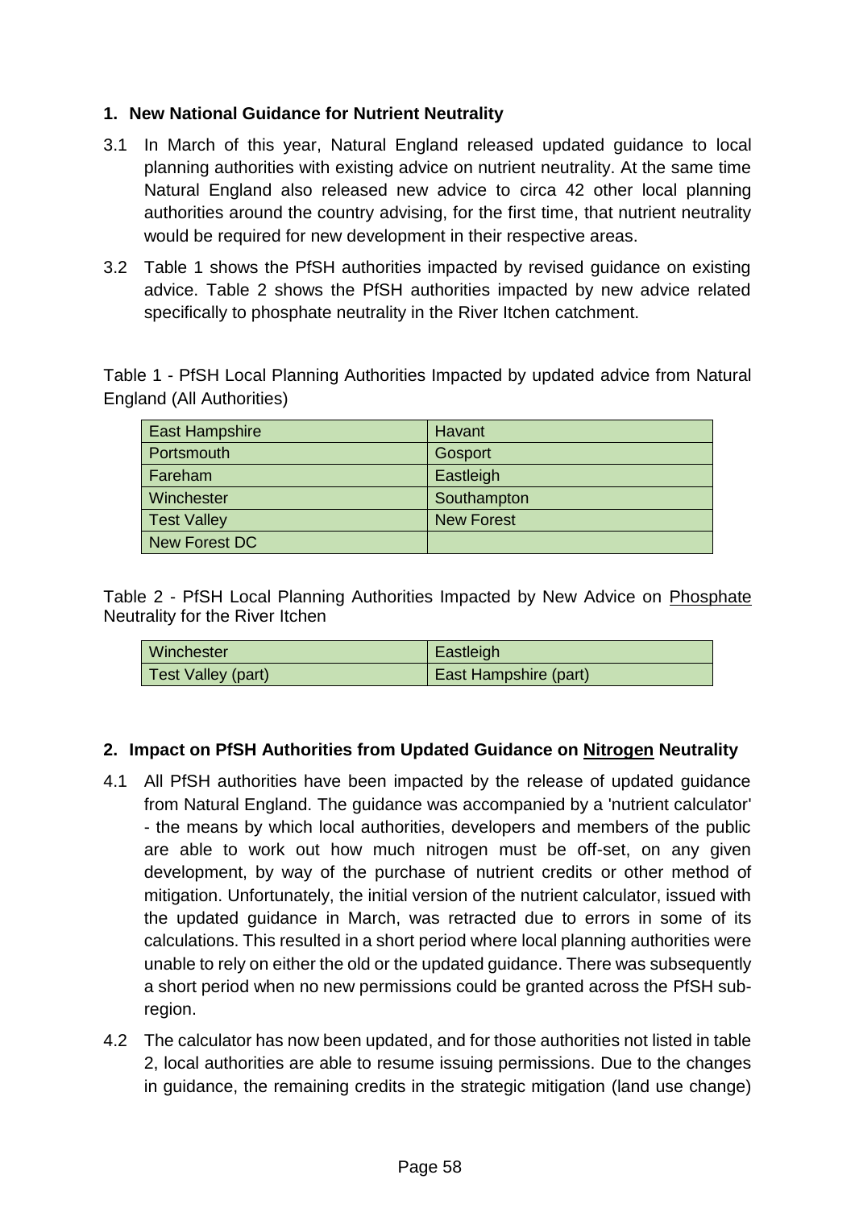## 1. New National Guidance for Nutrient Neutrality

3.1 In March of this year, Natural England released updated guidance to local planning authorities with existing advice on nutrient neutrality. At the same time Natural England also released new advice to circa 42 other local planning authorities around the country advising, for the first time, that nutrient neutrality would be required for new development in their respective areas.

3.2 Table 1 shows the PfSH authorities impacted by revised guidance on existing advice. Table 2 shows the PfSH authorities impacted by new advice related specifically to phosphate neutrality in the River Itchen catchment.

Table 1 - PfSH Local Planning Authorities Impacted by updated advice from Natural England (All Authorities)

| East Hampshire | Havant |
|---|---|
| Portsmouth | Gosport |
| Fareham | Eastleigh |
| Winchester | Southampton |
| Test Valley | New Forest |
| New Forest DC | |

Table 2 - PfSH Local Planning Authorities Impacted by New Advice on Phosphate Neutrality for the River Itchen

| Winchester | Eastleigh |
|---|---|
| Test Valley (part) | East Hampshire (part) |

## 2. Impact on PfSH Authorities from Updated Guidance on Nitrogen Neutrality

4.1 All PfSH authorities have been impacted by the release of updated guidance from Natural England. The guidance was accompanied by a 'nutrient calculator' - the means by which local authorities, developers and members of the public are able to work out how much nitrogen must be off-set, on any given development, by way of the purchase of nutrient credits or other method of mitigation. Unfortunately, the initial version of the nutrient calculator, issued with the updated guidance in March, was retracted due to errors in some of its calculations. This resulted in a short period where local planning authorities were unable to rely on either the old or the updated guidance. There was subsequently a short period when no new permissions could be granted across the PfSH sub-region.

4.2 The calculator has now been updated, and for those authorities not listed in table 2, local authorities are able to resume issuing permissions. Due to the changes in guidance, the remaining credits in the strategic mitigation (land use change)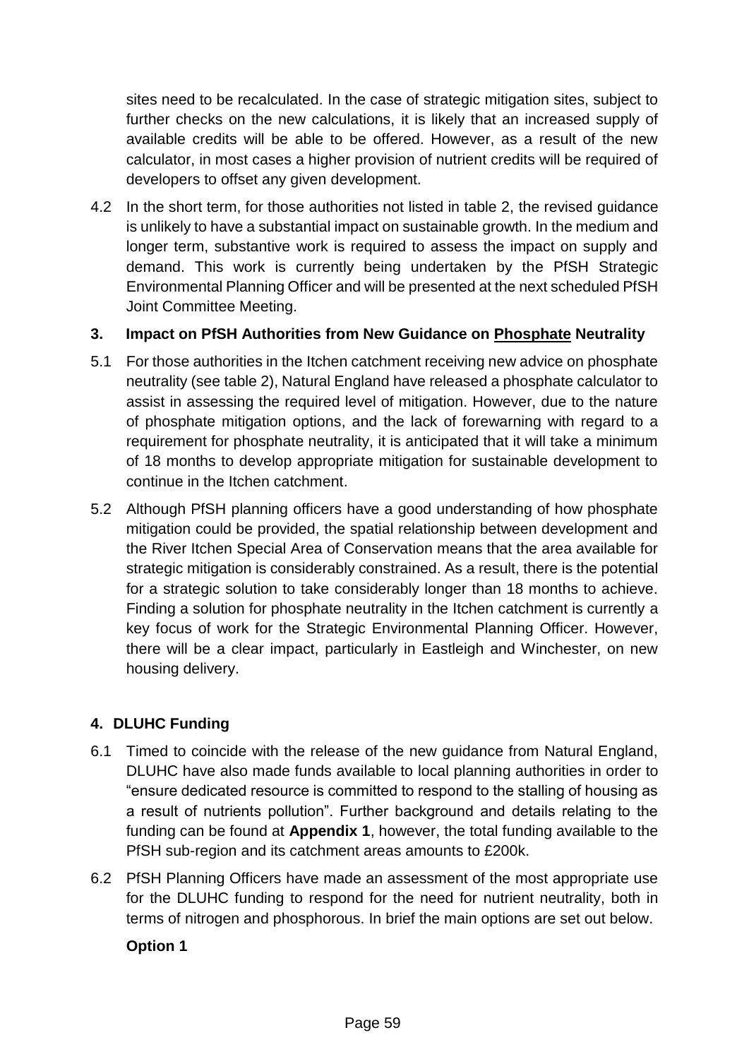sites need to be recalculated. In the case of strategic mitigation sites, subject to further checks on the new calculations, it is likely that an increased supply of available credits will be able to be offered. However, as a result of the new calculator, in most cases a higher provision of nutrient credits will be required of developers to offset any given development.

4.2 In the short term, for those authorities not listed in table 2, the revised guidance is unlikely to have a substantial impact on sustainable growth. In the medium and longer term, substantive work is required to assess the impact on supply and demand. This work is currently being undertaken by the PfSH Strategic Environmental Planning Officer and will be presented at the next scheduled PfSH Joint Committee Meeting.

## 3. Impact on PfSH Authorities from New Guidance on <u>Phosphate</u> Neutrality

5.1 For those authorities in the Itchen catchment receiving new advice on phosphate neutrality (see table 2), Natural England have released a phosphate calculator to assist in assessing the required level of mitigation. However, due to the nature of phosphate mitigation options, and the lack of forewarning with regard to a requirement for phosphate neutrality, it is anticipated that it will take a minimum of 18 months to develop appropriate mitigation for sustainable development to continue in the Itchen catchment.

5.2 Although PfSH planning officers have a good understanding of how phosphate mitigation could be provided, the spatial relationship between development and the River Itchen Special Area of Conservation means that the area available for strategic mitigation is considerably constrained. As a result, there is the potential for a strategic solution to take considerably longer than 18 months to achieve. Finding a solution for phosphate neutrality in the Itchen catchment is currently a key focus of work for the Strategic Environmental Planning Officer. However, there will be a clear impact, particularly in Eastleigh and Winchester, on new housing delivery.

## 4. DLUHC Funding

6.1 Timed to coincide with the release of the new guidance from Natural England, DLUHC have also made funds available to local planning authorities in order to "ensure dedicated resource is committed to respond to the stalling of housing as a result of nutrients pollution". Further background and details relating to the funding can be found at **Appendix 1**, however, the total funding available to the PfSH sub-region and its catchment areas amounts to £200k.

6.2 PfSH Planning Officers have made an assessment of the most appropriate use for the DLUHC funding to respond for the need for nutrient neutrality, both in terms of nitrogen and phosphorous. In brief the main options are set out below.

**Option 1**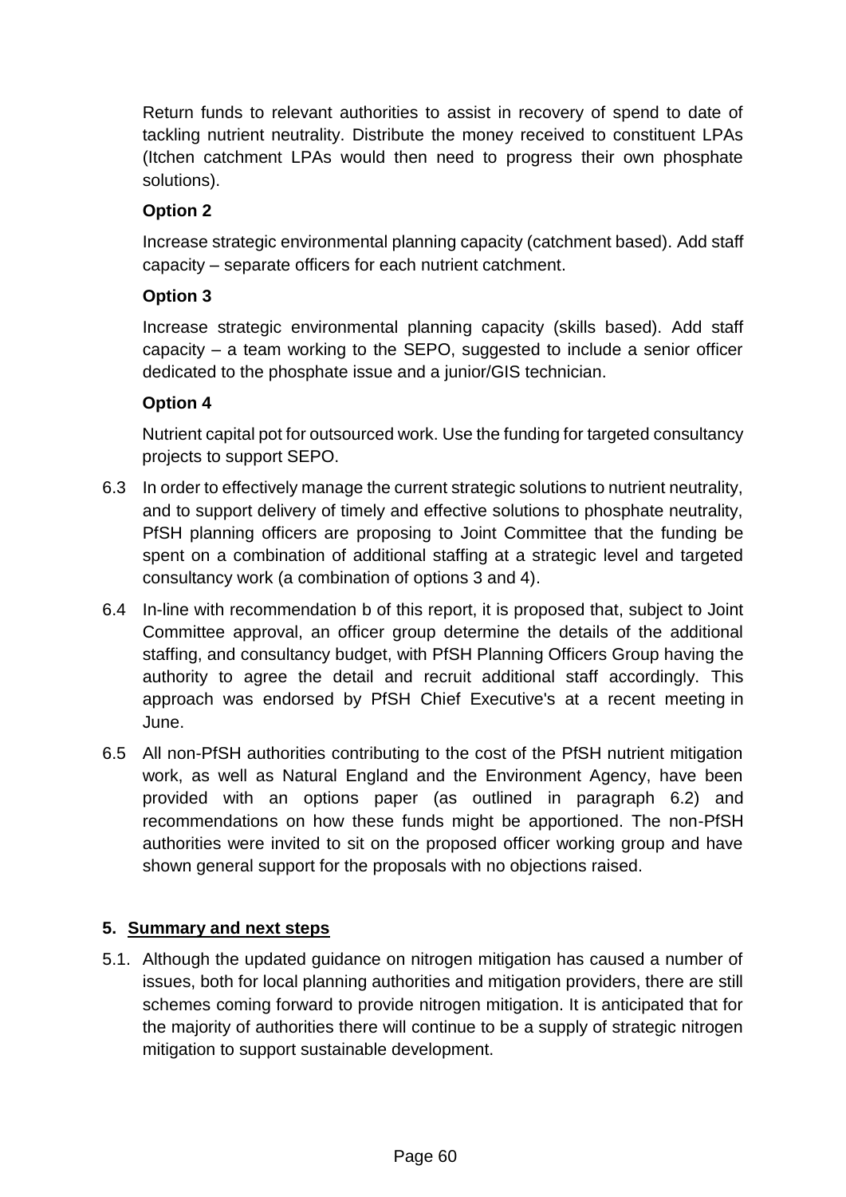Return funds to relevant authorities to assist in recovery of spend to date of tackling nutrient neutrality. Distribute the money received to constituent LPAs (Itchen catchment LPAs would then need to progress their own phosphate solutions).

**Option 2**

Increase strategic environmental planning capacity (catchment based). Add staff capacity – separate officers for each nutrient catchment.

**Option 3**

Increase strategic environmental planning capacity (skills based). Add staff capacity – a team working to the SEPO, suggested to include a senior officer dedicated to the phosphate issue and a junior/GIS technician.

**Option 4**

Nutrient capital pot for outsourced work. Use the funding for targeted consultancy projects to support SEPO.

6.3 In order to effectively manage the current strategic solutions to nutrient neutrality, and to support delivery of timely and effective solutions to phosphate neutrality, PfSH planning officers are proposing to Joint Committee that the funding be spent on a combination of additional staffing at a strategic level and targeted consultancy work (a combination of options 3 and 4).

6.4 In-line with recommendation b of this report, it is proposed that, subject to Joint Committee approval, an officer group determine the details of the additional staffing, and consultancy budget, with PfSH Planning Officers Group having the authority to agree the detail and recruit additional staff accordingly. This approach was endorsed by PfSH Chief Executive's at a recent meeting in June.

6.5 All non-PfSH authorities contributing to the cost of the PfSH nutrient mitigation work, as well as Natural England and the Environment Agency, have been provided with an options paper (as outlined in paragraph 6.2) and recommendations on how these funds might be apportioned. The non-PfSH authorities were invited to sit on the proposed officer working group and have shown general support for the proposals with no objections raised.

## 5. Summary and next steps

5.1. Although the updated guidance on nitrogen mitigation has caused a number of issues, both for local planning authorities and mitigation providers, there are still schemes coming forward to provide nitrogen mitigation. It is anticipated that for the majority of authorities there will continue to be a supply of strategic nitrogen mitigation to support sustainable development.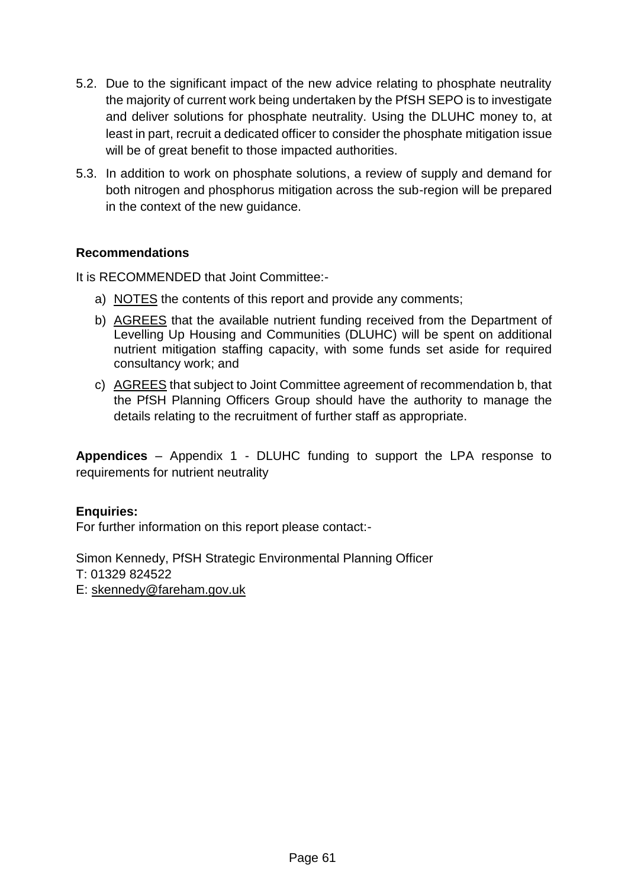5.2. Due to the significant impact of the new advice relating to phosphate neutrality the majority of current work being undertaken by the PfSH SEPO is to investigate and deliver solutions for phosphate neutrality. Using the DLUHC money to, at least in part, recruit a dedicated officer to consider the phosphate mitigation issue will be of great benefit to those impacted authorities.

5.3. In addition to work on phosphate solutions, a review of supply and demand for both nitrogen and phosphorus mitigation across the sub-region will be prepared in the context of the new guidance.

**Recommendations**

It is RECOMMENDED that Joint Committee:-

a) NOTES the contents of this report and provide any comments;

b) AGREES that the available nutrient funding received from the Department of Levelling Up Housing and Communities (DLUHC) will be spent on additional nutrient mitigation staffing capacity, with some funds set aside for required consultancy work; and

c) AGREES that subject to Joint Committee agreement of recommendation b, that the PfSH Planning Officers Group should have the authority to manage the details relating to the recruitment of further staff as appropriate.

**Appendices** – Appendix 1 - DLUHC funding to support the LPA response to requirements for nutrient neutrality

**Enquiries:**
For further information on this report please contact:-

Simon Kennedy, PfSH Strategic Environmental Planning Officer
T: 01329 824522
E: skennedy@fareham.gov.uk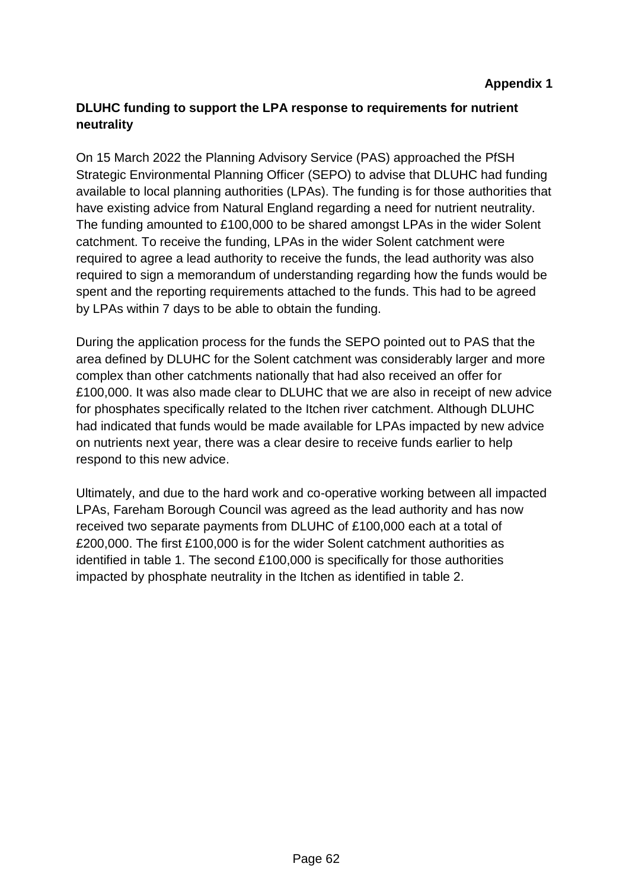**Appendix 1**

**DLUHC funding to support the LPA response to requirements for nutrient neutrality**

On 15 March 2022 the Planning Advisory Service (PAS) approached the PfSH Strategic Environmental Planning Officer (SEPO) to advise that DLUHC had funding available to local planning authorities (LPAs). The funding is for those authorities that have existing advice from Natural England regarding a need for nutrient neutrality. The funding amounted to £100,000 to be shared amongst LPAs in the wider Solent catchment. To receive the funding, LPAs in the wider Solent catchment were required to agree a lead authority to receive the funds, the lead authority was also required to sign a memorandum of understanding regarding how the funds would be spent and the reporting requirements attached to the funds. This had to be agreed by LPAs within 7 days to be able to obtain the funding.

During the application process for the funds the SEPO pointed out to PAS that the area defined by DLUHC for the Solent catchment was considerably larger and more complex than other catchments nationally that had also received an offer for £100,000. It was also made clear to DLUHC that we are also in receipt of new advice for phosphates specifically related to the Itchen river catchment. Although DLUHC had indicated that funds would be made available for LPAs impacted by new advice on nutrients next year, there was a clear desire to receive funds earlier to help respond to this new advice.

Ultimately, and due to the hard work and co-operative working between all impacted LPAs, Fareham Borough Council was agreed as the lead authority and has now received two separate payments from DLUHC of £100,000 each at a total of £200,000. The first £100,000 is for the wider Solent catchment authorities as identified in table 1. The second £100,000 is specifically for those authorities impacted by phosphate neutrality in the Itchen as identified in table 2.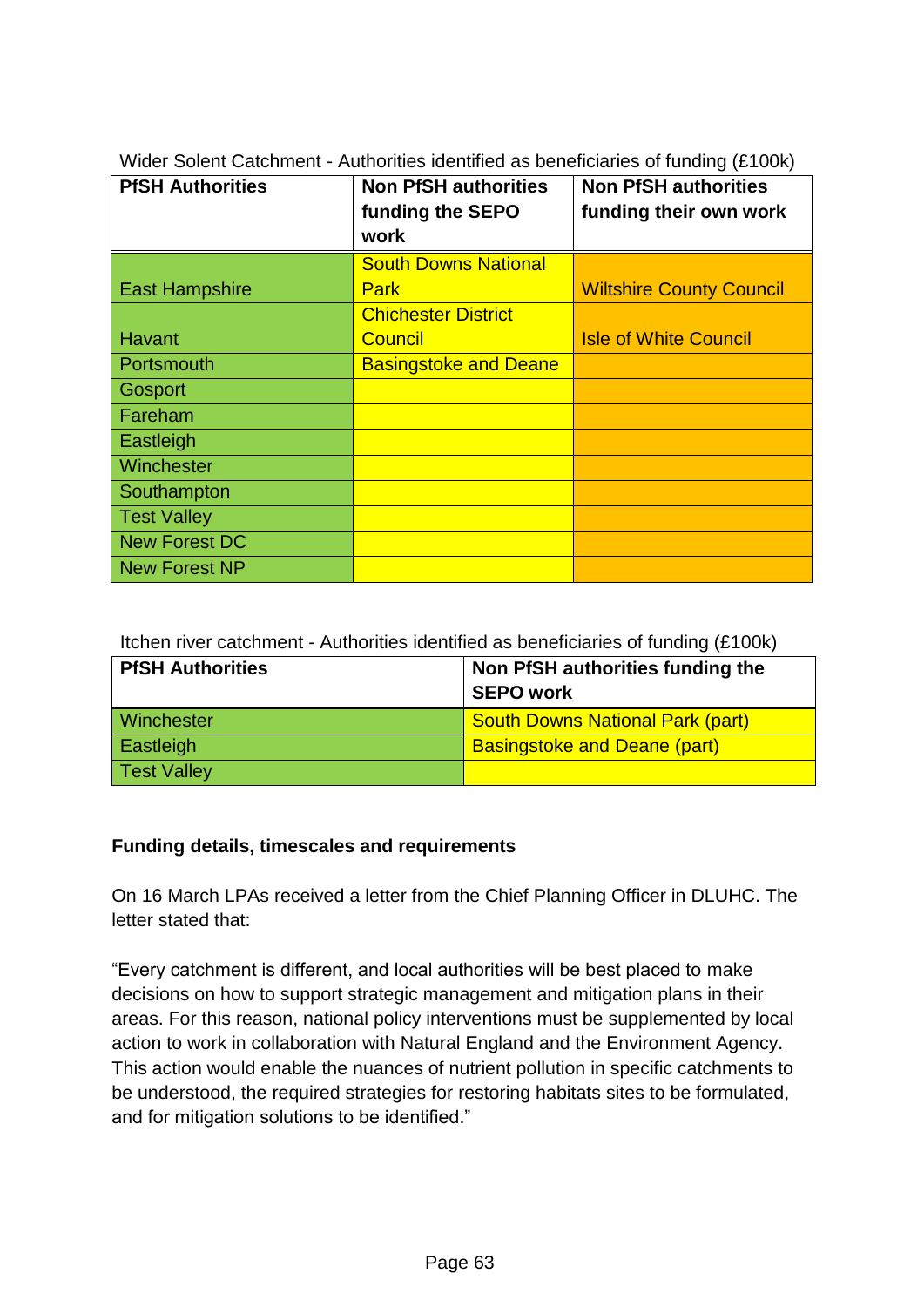Wider Solent Catchment - Authorities identified as beneficiaries of funding (£100k)

| PfSH Authorities | Non PfSH authorities funding the SEPO work | Non PfSH authorities funding their own work |
| --- | --- | --- |
| East Hampshire | South Downs National Park | Wiltshire County Council |
| Havant | Chichester District Council | Isle of White Council |
| Portsmouth | Basingstoke and Deane | |
| Gosport | | |
| Fareham | | |
| Eastleigh | | |
| Winchester | | |
| Southampton | | |
| Test Valley | | |
| New Forest DC | | |
| New Forest NP | | |

Itchen river catchment - Authorities identified as beneficiaries of funding (£100k)

| PfSH Authorities | Non PfSH authorities funding the SEPO work |
| --- | --- |
| Winchester | South Downs National Park (part) |
| Eastleigh | Basingstoke and Deane (part) |
| Test Valley | |

**Funding details, timescales and requirements**

On 16 March LPAs received a letter from the Chief Planning Officer in DLUHC. The letter stated that:

"Every catchment is different, and local authorities will be best placed to make decisions on how to support strategic management and mitigation plans in their areas. For this reason, national policy interventions must be supplemented by local action to work in collaboration with Natural England and the Environment Agency. This action would enable the nuances of nutrient pollution in specific catchments to be understood, the required strategies for restoring habitats sites to be formulated, and for mitigation solutions to be identified."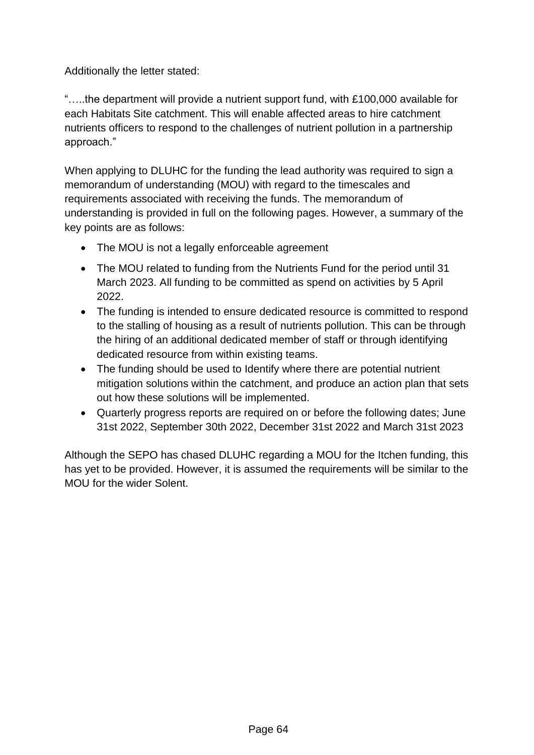Additionally the letter stated:

"…..the department will provide a nutrient support fund, with £100,000 available for each Habitats Site catchment. This will enable affected areas to hire catchment nutrients officers to respond to the challenges of nutrient pollution in a partnership approach."

When applying to DLUHC for the funding the lead authority was required to sign a memorandum of understanding (MOU) with regard to the timescales and requirements associated with receiving the funds. The memorandum of understanding is provided in full on the following pages. However, a summary of the key points are as follows:

- The MOU is not a legally enforceable agreement
- The MOU related to funding from the Nutrients Fund for the period until 31 March 2023. All funding to be committed as spend on activities by 5 April 2022.
- The funding is intended to ensure dedicated resource is committed to respond to the stalling of housing as a result of nutrients pollution. This can be through the hiring of an additional dedicated member of staff or through identifying dedicated resource from within existing teams.
- The funding should be used to Identify where there are potential nutrient mitigation solutions within the catchment, and produce an action plan that sets out how these solutions will be implemented.
- Quarterly progress reports are required on or before the following dates; June 31st 2022, September 30th 2022, December 31st 2022 and March 31st 2023

Although the SEPO has chased DLUHC regarding a MOU for the Itchen funding, this has yet to be provided. However, it is assumed the requirements will be similar to the MOU for the wider Solent.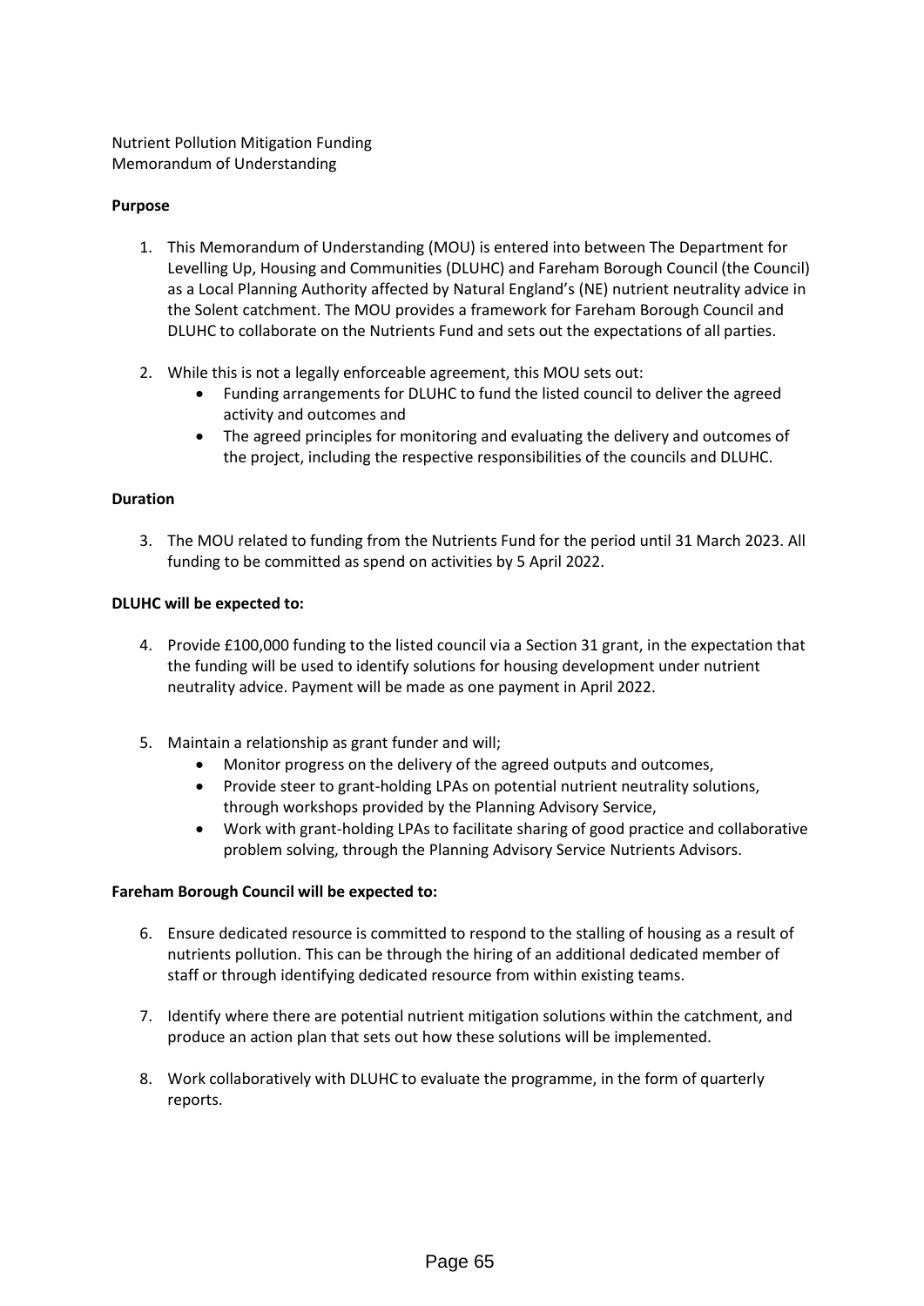Nutrient Pollution Mitigation Funding
Memorandum of Understanding

**Purpose**

1. This Memorandum of Understanding (MOU) is entered into between The Department for Levelling Up, Housing and Communities (DLUHC) and Fareham Borough Council (the Council) as a Local Planning Authority affected by Natural England's (NE) nutrient neutrality advice in the Solent catchment. The MOU provides a framework for Fareham Borough Council and DLUHC to collaborate on the Nutrients Fund and sets out the expectations of all parties.

2. While this is not a legally enforceable agreement, this MOU sets out:
   - Funding arrangements for DLUHC to fund the listed council to deliver the agreed activity and outcomes and
   - The agreed principles for monitoring and evaluating the delivery and outcomes of the project, including the respective responsibilities of the councils and DLUHC.

**Duration**

3. The MOU related to funding from the Nutrients Fund for the period until 31 March 2023. All funding to be committed as spend on activities by 5 April 2022.

**DLUHC will be expected to:**

4. Provide £100,000 funding to the listed council via a Section 31 grant, in the expectation that the funding will be used to identify solutions for housing development under nutrient neutrality advice. Payment will be made as one payment in April 2022.

5. Maintain a relationship as grant funder and will;
   - Monitor progress on the delivery of the agreed outputs and outcomes,
   - Provide steer to grant-holding LPAs on potential nutrient neutrality solutions, through workshops provided by the Planning Advisory Service,
   - Work with grant-holding LPAs to facilitate sharing of good practice and collaborative problem solving, through the Planning Advisory Service Nutrients Advisors.

**Fareham Borough Council will be expected to:**

6. Ensure dedicated resource is committed to respond to the stalling of housing as a result of nutrients pollution. This can be through the hiring of an additional dedicated member of staff or through identifying dedicated resource from within existing teams.

7. Identify where there are potential nutrient mitigation solutions within the catchment, and produce an action plan that sets out how these solutions will be implemented.

8. Work collaboratively with DLUHC to evaluate the programme, in the form of quarterly reports.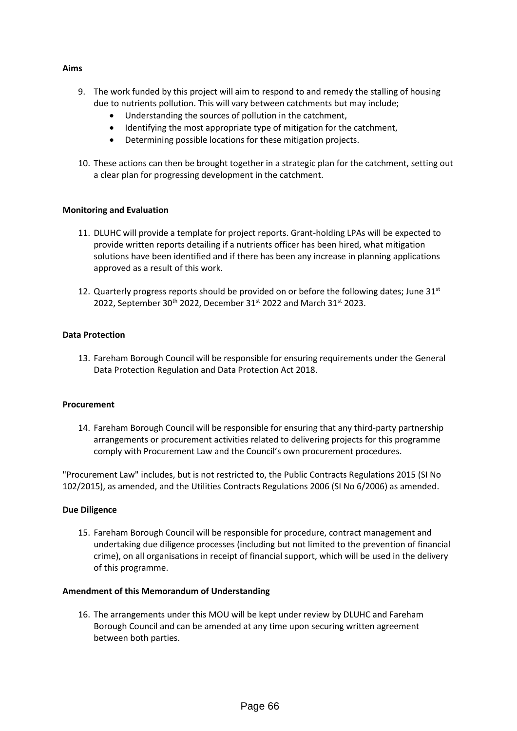**Aims**

9. The work funded by this project will aim to respond to and remedy the stalling of housing due to nutrients pollution. This will vary between catchments but may include;
    - Understanding the sources of pollution in the catchment,
    - Identifying the most appropriate type of mitigation for the catchment,
    - Determining possible locations for these mitigation projects.

10. These actions can then be brought together in a strategic plan for the catchment, setting out a clear plan for progressing development in the catchment.

**Monitoring and Evaluation**

11. DLUHC will provide a template for project reports. Grant-holding LPAs will be expected to provide written reports detailing if a nutrients officer has been hired, what mitigation solutions have been identified and if there has been any increase in planning applications approved as a result of this work.

12. Quarterly progress reports should be provided on or before the following dates; June 31st 2022, September 30th 2022, December 31st 2022 and March 31st 2023.

**Data Protection**

13. Fareham Borough Council will be responsible for ensuring requirements under the General Data Protection Regulation and Data Protection Act 2018.

**Procurement**

14. Fareham Borough Council will be responsible for ensuring that any third-party partnership arrangements or procurement activities related to delivering projects for this programme comply with Procurement Law and the Council's own procurement procedures.

"Procurement Law" includes, but is not restricted to, the Public Contracts Regulations 2015 (SI No 102/2015), as amended, and the Utilities Contracts Regulations 2006 (SI No 6/2006) as amended.

**Due Diligence**

15. Fareham Borough Council will be responsible for procedure, contract management and undertaking due diligence processes (including but not limited to the prevention of financial crime), on all organisations in receipt of financial support, which will be used in the delivery of this programme.

**Amendment of this Memorandum of Understanding**

16. The arrangements under this MOU will be kept under review by DLUHC and Fareham Borough Council and can be amended at any time upon securing written agreement between both parties.